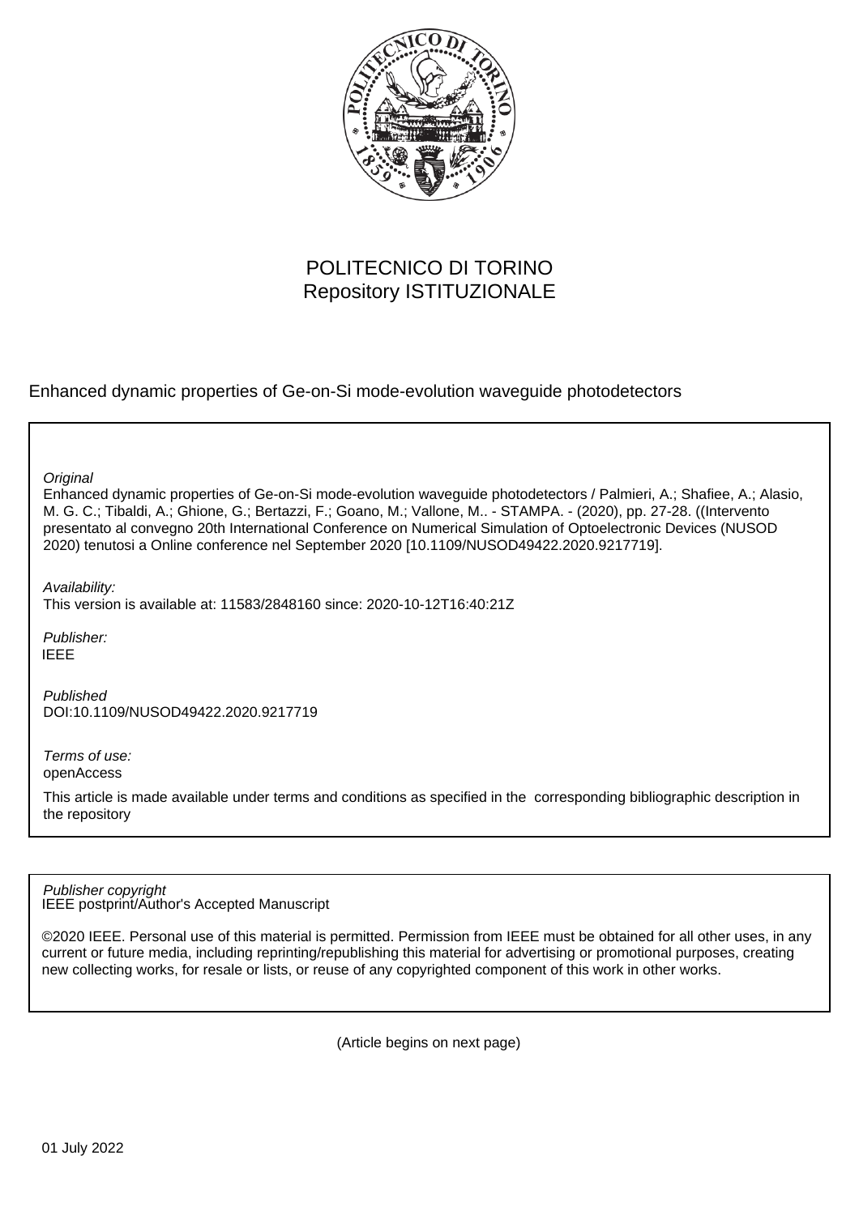POLITECNICO DI TORINO
Repository ISTITUZIONALE

Enhanced dynamic properties of Ge-on-Si mode-evolution waveguide photodetectors

*Original*
Enhanced dynamic properties of Ge-on-Si mode-evolution waveguide photodetectors / Palmieri, A.; Shafiee, A.; Alasio, M. G. C.; Tibaldi, A.; Ghione, G.; Bertazzi, F.; Goano, M.; Vallone, M.. - STAMPA. - (2020), pp. 27-28. ((Intervento presentato al convegno 20th International Conference on Numerical Simulation of Optoelectronic Devices (NUSOD 2020) tenutosi a Online conference nel September 2020 [10.1109/NUSOD49422.2020.9217719].

*Availability:*
This version is available at: 11583/2848160 since: 2020-10-12T16:40:21Z

*Publisher:*
IEEE

*Published*
DOI:10.1109/NUSOD49422.2020.9217719

*Terms of use:*
openAccess

This article is made available under terms and conditions as specified in the corresponding bibliographic description in the repository

*Publisher copyright*
IEEE postprint/Author's Accepted Manuscript

©2020 IEEE. Personal use of this material is permitted. Permission from IEEE must be obtained for all other uses, in any current or future media, including reprinting/republishing this material for advertising or promotional purposes, creating new collecting works, for resale or lists, or reuse of any copyrighted component of this work in other works.

(Article begins on next page)

01 July 2022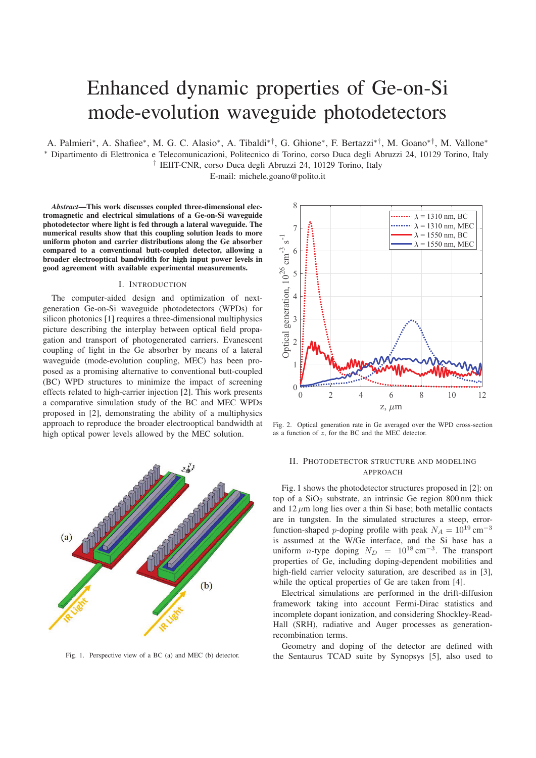# Enhanced dynamic properties of Ge-on-Si mode-evolution waveguide photodetectors

A. Palmieri*, A. Shafiee*, M. G. C. Alasio*, A. Tibaldi*†, G. Ghione*, F. Bertazzi*†, M. Goano*†, M. Vallone*

* Dipartimento di Elettronica e Telecomunicazioni, Politecnico di Torino, corso Duca degli Abruzzi 24, 10129 Torino, Italy

† IEIIT-CNR, corso Duca degli Abruzzi 24, 10129 Torino, Italy

E-mail: michele.goano@polito.it

***Abstract*—This work discusses coupled three-dimensional electromagnetic and electrical simulations of a Ge-on-Si waveguide photodetector where light is fed through a lateral waveguide. The numerical results show that this coupling solution leads to more uniform photon and carrier distributions along the Ge absorber compared to a conventional butt-coupled detector, allowing a broader electrooptical bandwidth for high input power levels in good agreement with available experimental measurements.**

## I. Introduction

The computer-aided design and optimization of next-generation Ge-on-Si waveguide photodetectors (WPDs) for silicon photonics [1] requires a three-dimensional multiphysics picture describing the interplay between optical field propagation and transport of photogenerated carriers. Evanescent coupling of light in the Ge absorber by means of a lateral waveguide (mode-evolution coupling, MEC) has been proposed as a promising alternative to conventional butt-coupled (BC) WPD structures to minimize the impact of screening effects related to high-carrier injection [2]. This work presents a comparative simulation study of the BC and MEC WPDs proposed in [2], demonstrating the ability of a multiphysics approach to reproduce the broader electrooptical bandwidth at high optical power levels allowed by the MEC solution.

Fig. 1. Perspective view of a BC (a) and MEC (b) detector.

Fig. 2. Optical generation rate in Ge averaged over the WPD cross-section as a function of $z$, for the BC and the MEC detector.

## II. Photodetector structure and modeling approach

Fig. 1 shows the photodetector structures proposed in [2]: on top of a $SiO_2$ substrate, an intrinsic Ge region 800 nm thick and 12 $\mu$m long lies over a thin Si base; both metallic contacts are in tungsten. In the simulated structures a steep, error-function-shaped $p$-doping profile with peak $N_A = 10^{19}\,\text{cm}^{-3}$ is assumed at the W/Ge interface, and the Si base has a uniform $n$-type doping $N_D = 10^{18}\,\text{cm}^{-3}$. The transport properties of Ge, including doping-dependent mobilities and high-field carrier velocity saturation, are described as in [3], while the optical properties of Ge are taken from [4].

Electrical simulations are performed in the drift-diffusion framework taking into account Fermi-Dirac statistics and incomplete dopant ionization, and considering Shockley-Read-Hall (SRH), radiative and Auger processes as generation-recombination terms.

Geometry and doping of the detector are defined with the Sentaurus TCAD suite by Synopsys [5], also used to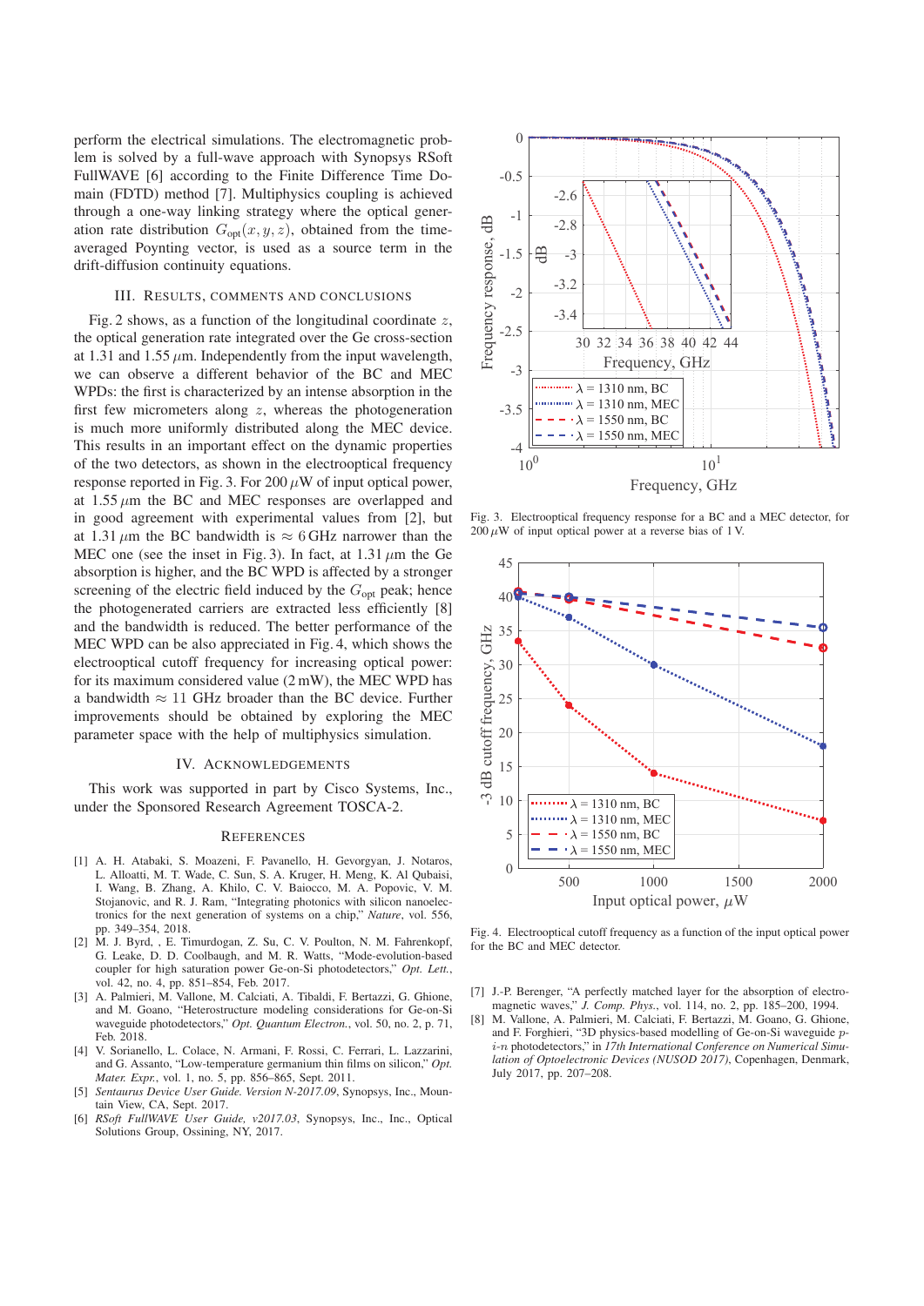perform the electrical simulations. The electromagnetic problem is solved by a full-wave approach with Synopsys RSoft FullWAVE [6] according to the Finite Difference Time Domain (FDTD) method [7]. Multiphysics coupling is achieved through a one-way linking strategy where the optical generation rate distribution $G_{\mathrm{opt}}(x, y, z)$, obtained from the time-averaged Poynting vector, is used as a source term in the drift-diffusion continuity equations.

## III. Results, comments and conclusions

Fig. 2 shows, as a function of the longitudinal coordinate $z$, the optical generation rate integrated over the Ge cross-section at 1.31 and 1.55 $\mu$m. Independently from the input wavelength, we can observe a different behavior of the BC and MEC WPDs: the first is characterized by an intense absorption in the first few micrometers along $z$, whereas the photogeneration is much more uniformly distributed along the MEC device. This results in an important effect on the dynamic properties of the two detectors, as shown in the electrooptical frequency response reported in Fig. 3. For 200 $\mu$W of input optical power, at 1.55 $\mu$m the BC and MEC responses are overlapped and in good agreement with experimental values from [2], but at 1.31 $\mu$m the BC bandwidth is $\approx$ 6 GHz narrower than the MEC one (see the inset in Fig. 3). In fact, at 1.31 $\mu$m the Ge absorption is higher, and the BC WPD is affected by a stronger screening of the electric field induced by the $G_{\mathrm{opt}}$ peak; hence the photogenerated carriers are extracted less efficiently [8] and the bandwidth is reduced. The better performance of the MEC WPD can be also appreciated in Fig. 4, which shows the electrooptical cutoff frequency for increasing optical power: for its maximum considered value (2 mW), the MEC WPD has a bandwidth $\approx$ 11 GHz broader than the BC device. Further improvements should be obtained by exploring the MEC parameter space with the help of multiphysics simulation.

## IV. Acknowledgements

This work was supported in part by Cisco Systems, Inc., under the Sponsored Research Agreement TOSCA-2.

## References

[1] A. H. Atabaki, S. Moazeni, F. Pavanello, H. Gevorgyan, J. Notaros, L. Alloatti, M. T. Wade, C. Sun, S. A. Kruger, H. Meng, K. Al Qubaisi, I. Wang, B. Zhang, A. Khilo, C. V. Baiocco, M. A. Popovic, V. M. Stojanovic, and R. J. Ram, "Integrating photonics with silicon nanoelectronics for the next generation of systems on a chip," *Nature*, vol. 556, pp. 349–354, 2018.

[2] M. J. Byrd, , E. Timurdogan, Z. Su, C. V. Poulton, N. M. Fahrenkopf, G. Leake, D. D. Coolbaugh, and M. R. Watts, "Mode-evolution-based coupler for high saturation power Ge-on-Si photodetectors," *Opt. Lett.*, vol. 42, no. 4, pp. 851–854, Feb. 2017.

[3] A. Palmieri, M. Vallone, M. Calciati, A. Tibaldi, F. Bertazzi, G. Ghione, and M. Goano, "Heterostructure modeling considerations for Ge-on-Si waveguide photodetectors," *Opt. Quantum Electron.*, vol. 50, no. 2, p. 71, Feb. 2018.

[4] V. Sorianello, L. Colace, N. Armani, F. Rossi, C. Ferrari, L. Lazzarini, and G. Assanto, "Low-temperature germanium thin films on silicon," *Opt. Mater. Expr.*, vol. 1, no. 5, pp. 856–865, Sept. 2011.

[5] *Sentaurus Device User Guide. Version N-2017.09*, Synopsys, Inc., Mountain View, CA, Sept. 2017.

[6] *RSoft FullWAVE User Guide, v2017.03*, Synopsys, Inc., Inc., Optical Solutions Group, Ossining, NY, 2017.

Frequency response, dB
0
-0.5
-1
-1.5
-2
-2.5
-3
-3.5
-4
$10^0$
$10^1$
Frequency, GHz
dB
-2.6
-2.8
-3
-3.2
-3.4
30 32 34 36 38 40 42 44
Frequency, GHz
$\lambda$ = 1310 nm, BC
$\lambda$ = 1310 nm, MEC
$\lambda$ = 1550 nm, BC
$\lambda$ = 1550 nm, MEC

Fig. 3. Electrooptical frequency response for a BC and a MEC detector, for 200 $\mu$W of input optical power at a reverse bias of 1 V.

-3 dB cutoff frequency, GHz
45
40
35
30
25
20
15
10
5
0
500
1000
1500
2000
Input optical power, $\mu$W
$\lambda$ = 1310 nm, BC
$\lambda$ = 1310 nm, MEC
$\lambda$ = 1550 nm, BC
$\lambda$ = 1550 nm, MEC

Fig. 4. Electrooptical cutoff frequency as a function of the input optical power for the BC and MEC detector.

[7] J.-P. Berenger, "A perfectly matched layer for the absorption of electromagnetic waves," *J. Comp. Phys.*, vol. 114, no. 2, pp. 185–200, 1994.

[8] M. Vallone, A. Palmieri, M. Calciati, F. Bertazzi, M. Goano, G. Ghione, and F. Forghieri, "3D physics-based modelling of Ge-on-Si waveguide $p$-$i$-$n$ photodetectors," in *17th International Conference on Numerical Simulation of Optoelectronic Devices (NUSOD 2017)*, Copenhagen, Denmark, July 2017, pp. 207–208.